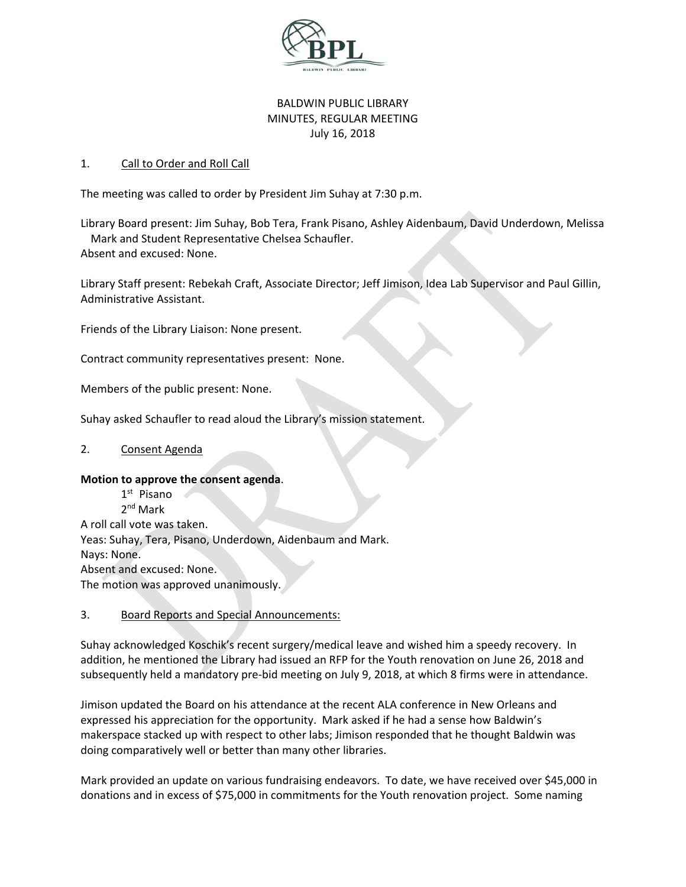BALDWIN PUBLIC LIBRARY
MINUTES, REGULAR MEETING
July 16, 2018

## 1. Call to Order and Roll Call

The meeting was called to order by President Jim Suhay at 7:30 p.m.

Library Board present: Jim Suhay, Bob Tera, Frank Pisano, Ashley Aidenbaum, David Underdown, Melissa Mark and Student Representative Chelsea Schaufler.
Absent and excused: None.

Library Staff present: Rebekah Craft, Associate Director; Jeff Jimison, Idea Lab Supervisor and Paul Gillin, Administrative Assistant.

Friends of the Library Liaison: None present.

Contract community representatives present: None.

Members of the public present: None.

Suhay asked Schaufler to read aloud the Library's mission statement.

## 2. Consent Agenda

**Motion to approve the consent agenda**.

1st Pisano
2nd Mark

A roll call vote was taken.
Yeas: Suhay, Tera, Pisano, Underdown, Aidenbaum and Mark.
Nays: None.
Absent and excused: None.
The motion was approved unanimously.

## 3. Board Reports and Special Announcements:

Suhay acknowledged Koschik's recent surgery/medical leave and wished him a speedy recovery. In addition, he mentioned the Library had issued an RFP for the Youth renovation on June 26, 2018 and subsequently held a mandatory pre-bid meeting on July 9, 2018, at which 8 firms were in attendance.

Jimison updated the Board on his attendance at the recent ALA conference in New Orleans and expressed his appreciation for the opportunity. Mark asked if he had a sense how Baldwin's makerspace stacked up with respect to other labs; Jimison responded that he thought Baldwin was doing comparatively well or better than many other libraries.

Mark provided an update on various fundraising endeavors. To date, we have received over $45,000 in donations and in excess of $75,000 in commitments for the Youth renovation project. Some naming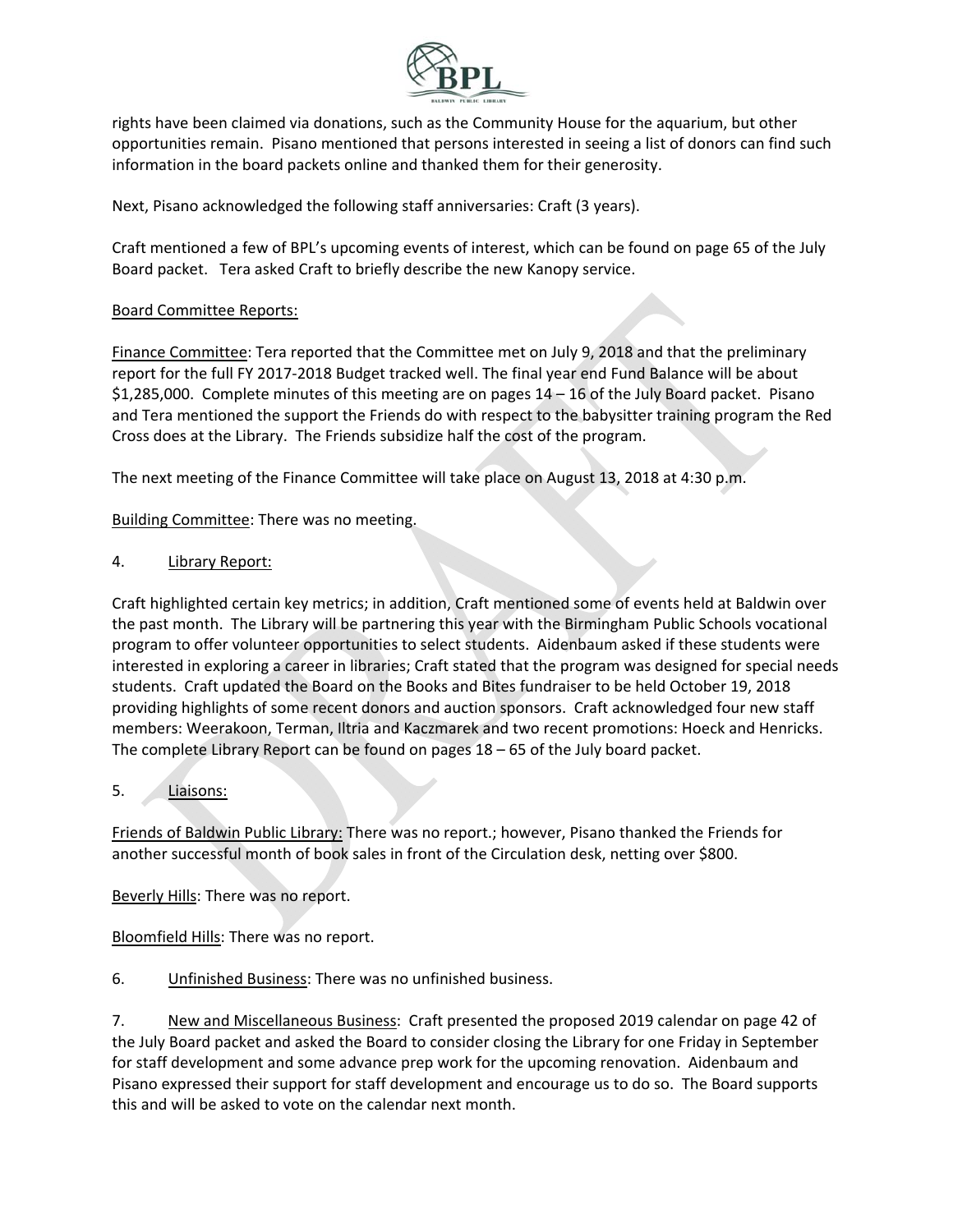rights have been claimed via donations, such as the Community House for the aquarium, but other opportunities remain. Pisano mentioned that persons interested in seeing a list of donors can find such information in the board packets online and thanked them for their generosity.

Next, Pisano acknowledged the following staff anniversaries: Craft (3 years).

Craft mentioned a few of BPL's upcoming events of interest, which can be found on page 65 of the July Board packet. Tera asked Craft to briefly describe the new Kanopy service.

Board Committee Reports:

Finance Committee: Tera reported that the Committee met on July 9, 2018 and that the preliminary report for the full FY 2017-2018 Budget tracked well. The final year end Fund Balance will be about $1,285,000. Complete minutes of this meeting are on pages 14 – 16 of the July Board packet. Pisano and Tera mentioned the support the Friends do with respect to the babysitter training program the Red Cross does at the Library. The Friends subsidize half the cost of the program.

The next meeting of the Finance Committee will take place on August 13, 2018 at 4:30 p.m.

Building Committee: There was no meeting.

4. Library Report:

Craft highlighted certain key metrics; in addition, Craft mentioned some of events held at Baldwin over the past month. The Library will be partnering this year with the Birmingham Public Schools vocational program to offer volunteer opportunities to select students. Aidenbaum asked if these students were interested in exploring a career in libraries; Craft stated that the program was designed for special needs students. Craft updated the Board on the Books and Bites fundraiser to be held October 19, 2018 providing highlights of some recent donors and auction sponsors. Craft acknowledged four new staff members: Weerakoon, Terman, Iltria and Kaczmarek and two recent promotions: Hoeck and Henricks. The complete Library Report can be found on pages 18 – 65 of the July board packet.

5. Liaisons:

Friends of Baldwin Public Library: There was no report.; however, Pisano thanked the Friends for another successful month of book sales in front of the Circulation desk, netting over $800.

Beverly Hills: There was no report.

Bloomfield Hills: There was no report.

6. Unfinished Business: There was no unfinished business.

7. New and Miscellaneous Business: Craft presented the proposed 2019 calendar on page 42 of the July Board packet and asked the Board to consider closing the Library for one Friday in September for staff development and some advance prep work for the upcoming renovation. Aidenbaum and Pisano expressed their support for staff development and encourage us to do so. The Board supports this and will be asked to vote on the calendar next month.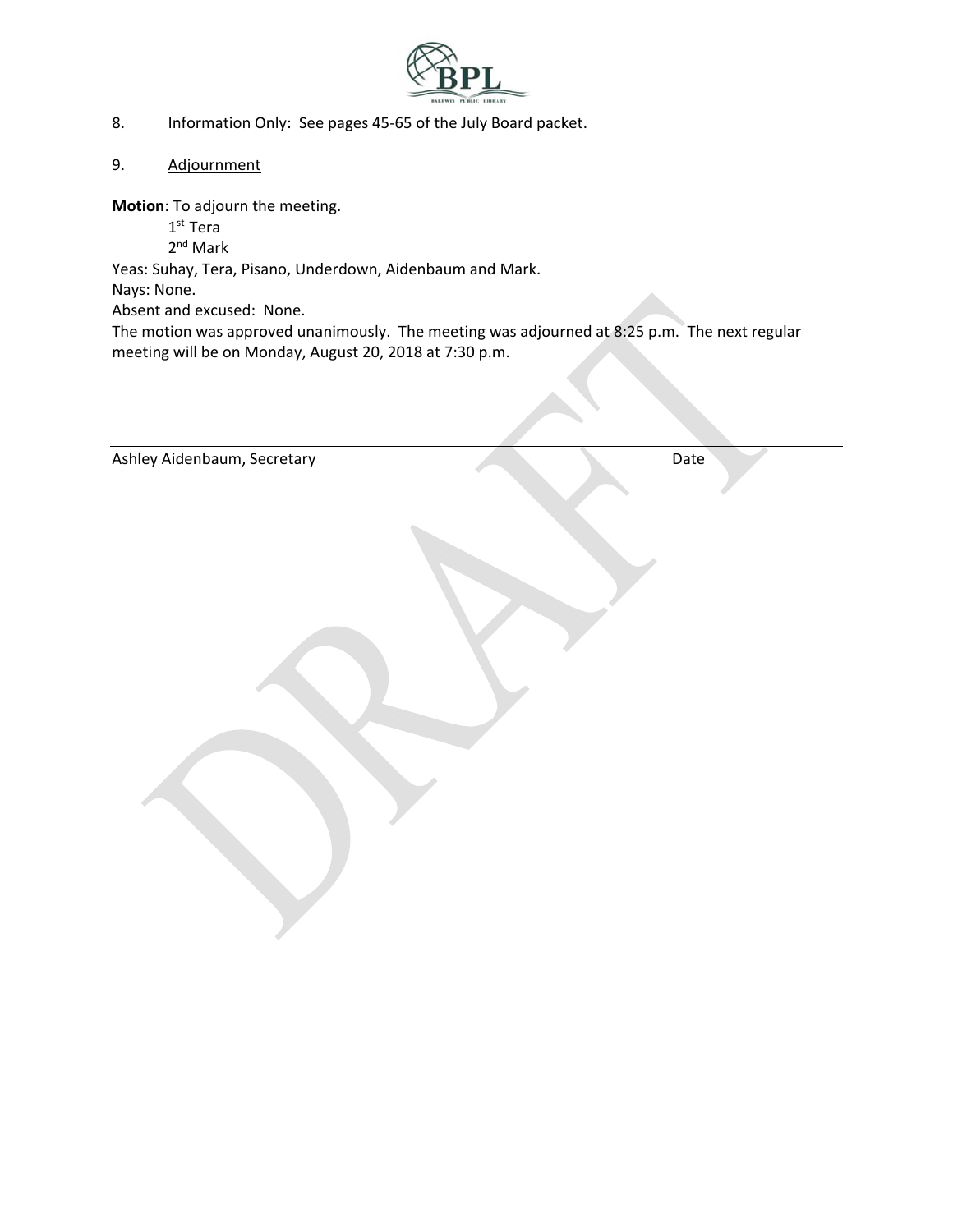8. Information Only: See pages 45-65 of the July Board packet.

9. Adjournment

**Motion**: To adjourn the meeting.

1st Tera

2nd Mark

Yeas: Suhay, Tera, Pisano, Underdown, Aidenbaum and Mark.

Nays: None.

Absent and excused: None.

The motion was approved unanimously. The meeting was adjourned at 8:25 p.m. The next regular meeting will be on Monday, August 20, 2018 at 7:30 p.m.

Ashley Aidenbaum, Secretary Date

DRAFT